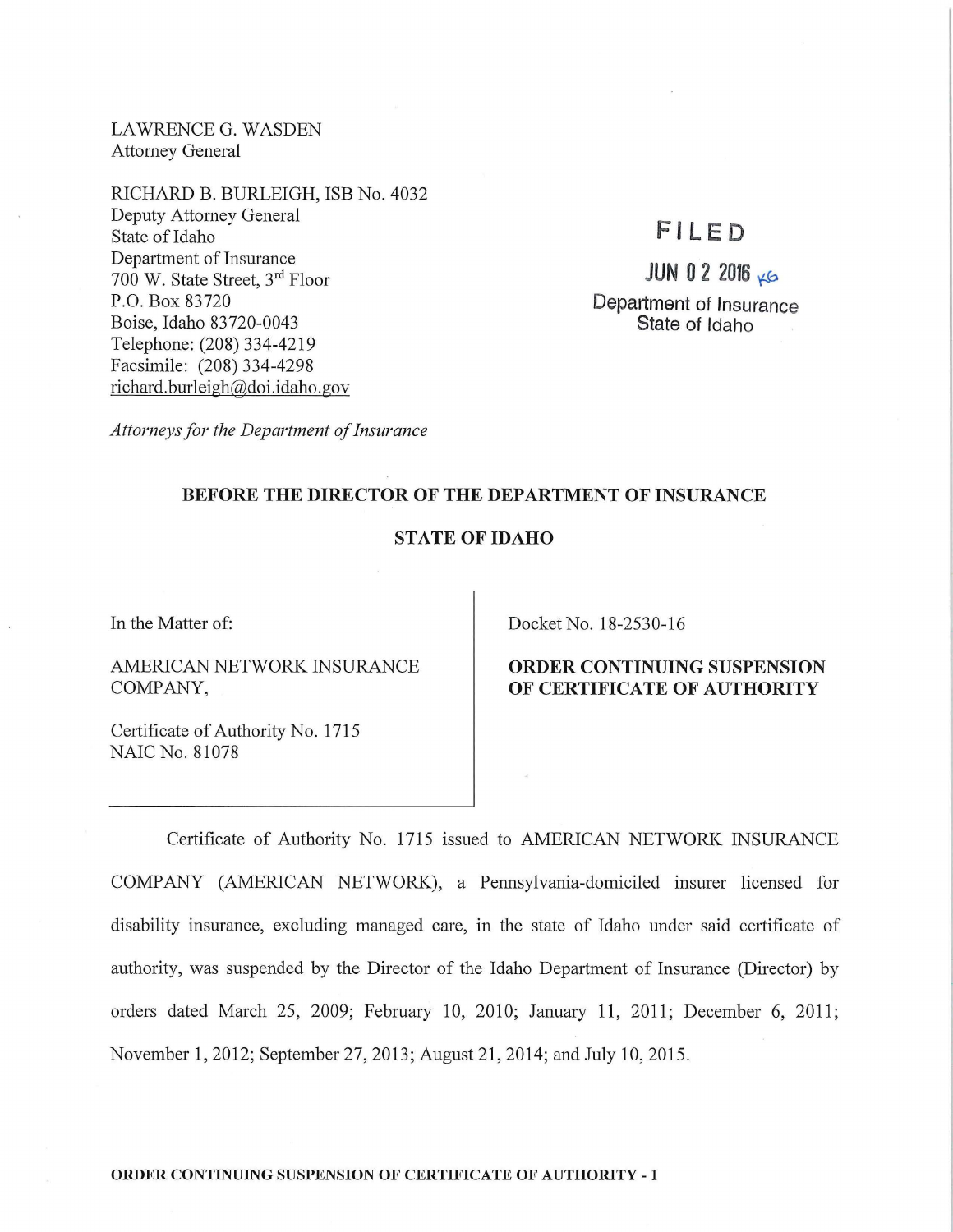LAWRENCE G. WASDEN
Attorney General

RICHARD B. BURLEIGH, ISB No. 4032
Deputy Attorney General
State of Idaho
Department of Insurance
700 W. State Street, 3rd Floor
P.O. Box 83720
Boise, Idaho 83720-0043
Telephone: (208) 334-4219
Facsimile: (208) 334-4298
richard.burleigh@doi.idaho.gov

*Attorneys for the Department of Insurance*

FILED

JUN 02 2016 KG

Department of Insurance
State of Idaho

**BEFORE THE DIRECTOR OF THE DEPARTMENT OF INSURANCE**

**STATE OF IDAHO**

In the Matter of:

AMERICAN NETWORK INSURANCE COMPANY,

Certificate of Authority No. 1715
NAIC No. 81078

Docket No. 18-2530-16

**ORDER CONTINUING SUSPENSION OF CERTIFICATE OF AUTHORITY**

Certificate of Authority No. 1715 issued to AMERICAN NETWORK INSURANCE COMPANY (AMERICAN NETWORK), a Pennsylvania-domiciled insurer licensed for disability insurance, excluding managed care, in the state of Idaho under said certificate of authority, was suspended by the Director of the Idaho Department of Insurance (Director) by orders dated March 25, 2009; February 10, 2010; January 11, 2011; December 6, 2011; November 1, 2012; September 27, 2013; August 21, 2014; and July 10, 2015.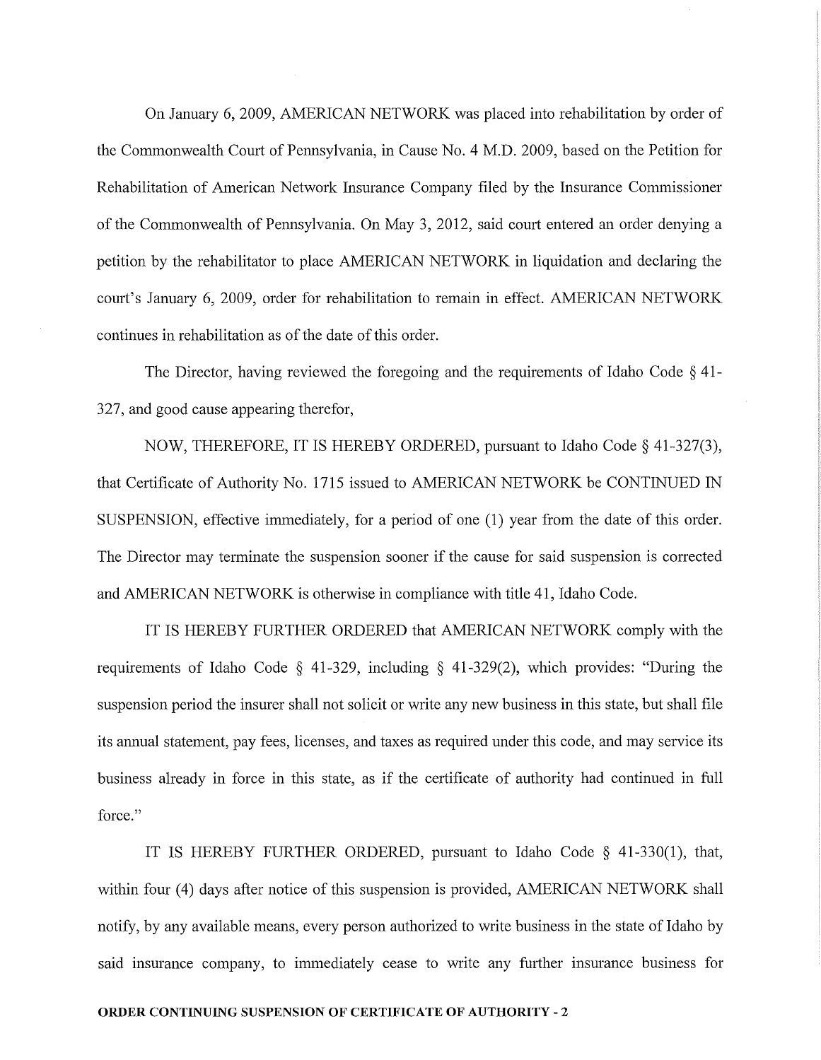On January 6, 2009, AMERICAN NETWORK was placed into rehabilitation by order of the Commonwealth Court of Pennsylvania, in Cause No. 4 M.D. 2009, based on the Petition for Rehabilitation of American Network Insurance Company filed by the Insurance Commissioner of the Commonwealth of Pennsylvania. On May 3, 2012, said court entered an order denying a petition by the rehabilitator to place AMERICAN NETWORK in liquidation and declaring the court's January 6, 2009, order for rehabilitation to remain in effect. AMERICAN NETWORK continues in rehabilitation as of the date of this order.

The Director, having reviewed the foregoing and the requirements of Idaho Code § 41-327, and good cause appearing therefor,

NOW, THEREFORE, IT IS HEREBY ORDERED, pursuant to Idaho Code § 41-327(3), that Certificate of Authority No. 1715 issued to AMERICAN NETWORK be CONTINUED IN SUSPENSION, effective immediately, for a period of one (1) year from the date of this order. The Director may terminate the suspension sooner if the cause for said suspension is corrected and AMERICAN NETWORK is otherwise in compliance with title 41, Idaho Code.

IT IS HEREBY FURTHER ORDERED that AMERICAN NETWORK comply with the requirements of Idaho Code § 41-329, including § 41-329(2), which provides: "During the suspension period the insurer shall not solicit or write any new business in this state, but shall file its annual statement, pay fees, licenses, and taxes as required under this code, and may service its business already in force in this state, as if the certificate of authority had continued in full force."

IT IS HEREBY FURTHER ORDERED, pursuant to Idaho Code § 41-330(1), that, within four (4) days after notice of this suspension is provided, AMERICAN NETWORK shall notify, by any available means, every person authorized to write business in the state of Idaho by said insurance company, to immediately cease to write any further insurance business for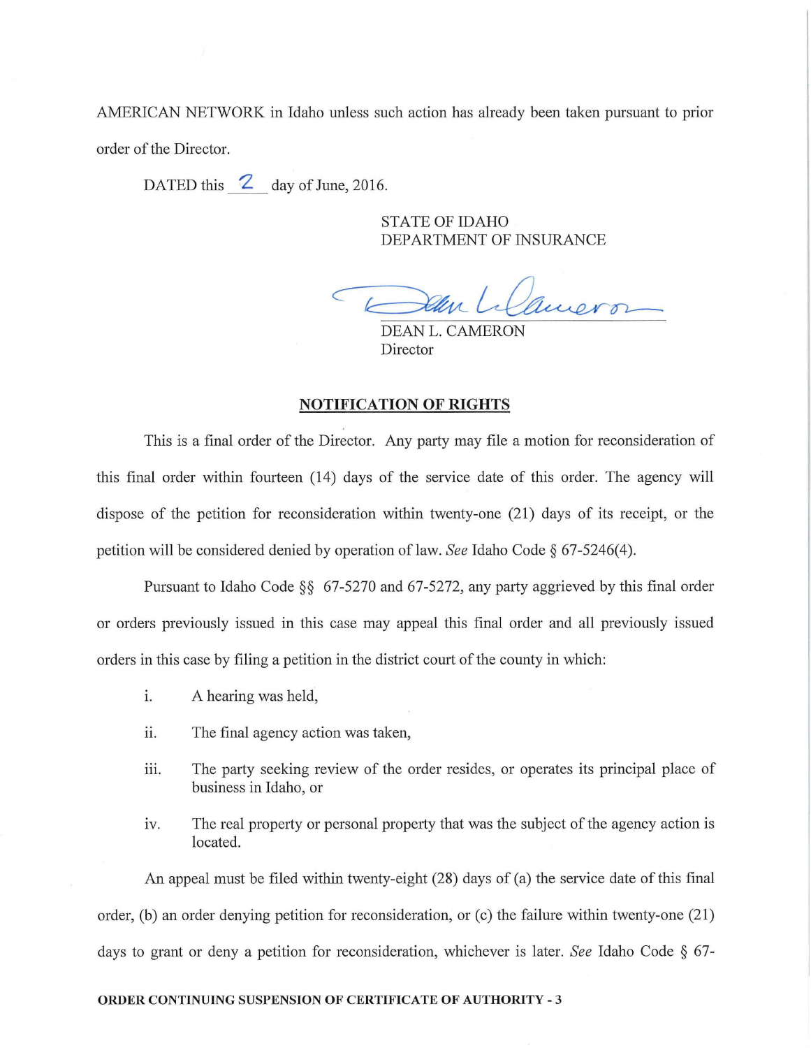AMERICAN NETWORK in Idaho unless such action has already been taken pursuant to prior order of the Director.

DATED this 2 day of June, 2016.

STATE OF IDAHO
DEPARTMENT OF INSURANCE

DEAN L. CAMERON
Director

## NOTIFICATION OF RIGHTS

This is a final order of the Director. Any party may file a motion for reconsideration of this final order within fourteen (14) days of the service date of this order. The agency will dispose of the petition for reconsideration within twenty-one (21) days of its receipt, or the petition will be considered denied by operation of law. *See* Idaho Code § 67-5246(4).

Pursuant to Idaho Code §§ 67-5270 and 67-5272, any party aggrieved by this final order or orders previously issued in this case may appeal this final order and all previously issued orders in this case by filing a petition in the district court of the county in which:

i. A hearing was held,

ii. The final agency action was taken,

iii. The party seeking review of the order resides, or operates its principal place of business in Idaho, or

iv. The real property or personal property that was the subject of the agency action is located.

An appeal must be filed within twenty-eight (28) days of (a) the service date of this final order, (b) an order denying petition for reconsideration, or (c) the failure within twenty-one (21) days to grant or deny a petition for reconsideration, whichever is later. *See* Idaho Code § 67-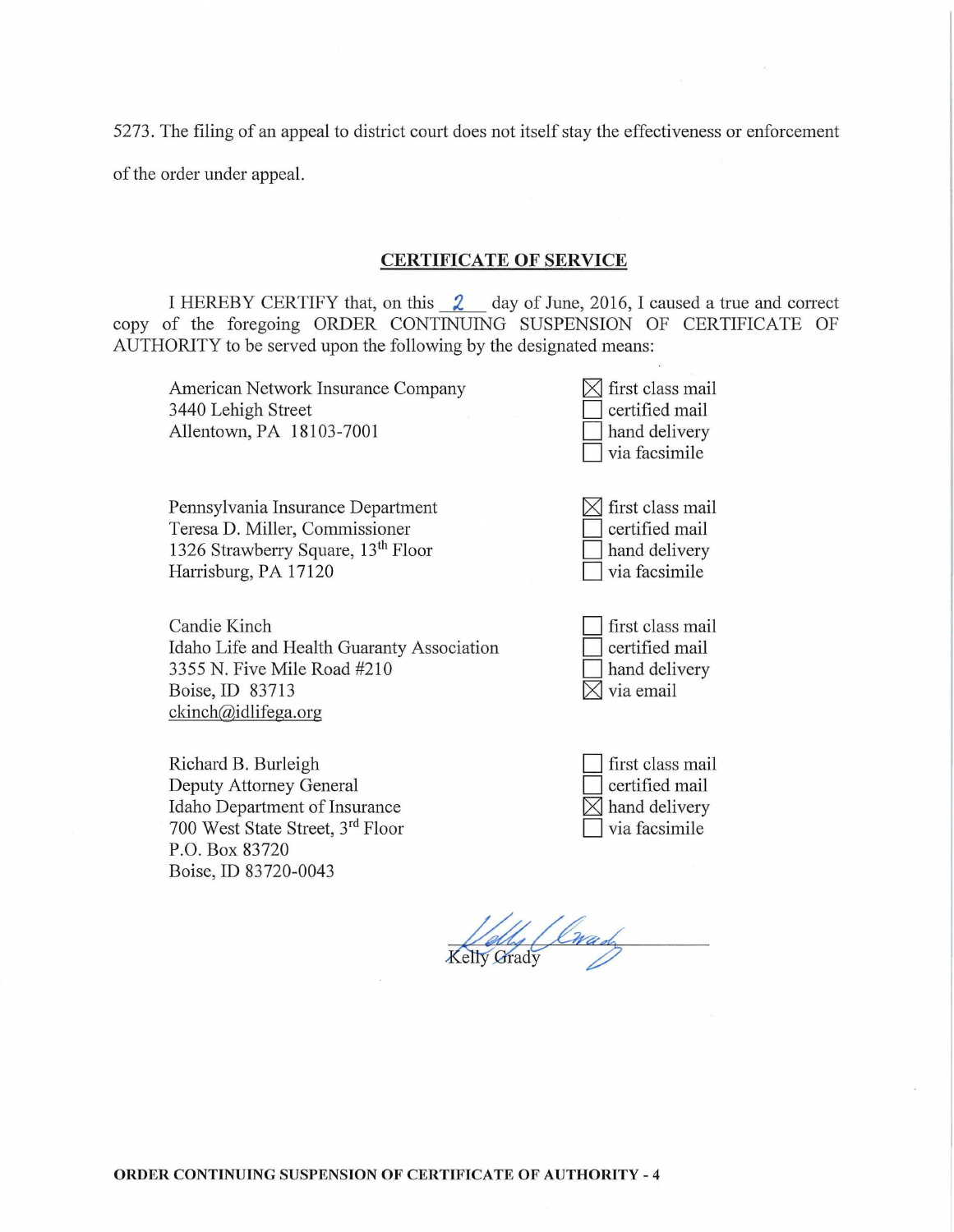5273. The filing of an appeal to district court does not itself stay the effectiveness or enforcement of the order under appeal.

## CERTIFICATE OF SERVICE

I HEREBY CERTIFY that, on this 2 day of June, 2016, I caused a true and correct copy of the foregoing ORDER CONTINUING SUSPENSION OF CERTIFICATE OF AUTHORITY to be served upon the following by the designated means:

| | |
|---|---|
| American Network Insurance Company<br>3440 Lehigh Street<br>Allentown, PA 18103-7001 | ☒ first class mail<br>☐ certified mail<br>☐ hand delivery<br>☐ via facsimile |
| Pennsylvania Insurance Department<br>Teresa D. Miller, Commissioner<br>1326 Strawberry Square, 13th Floor<br>Harrisburg, PA 17120 | ☒ first class mail<br>☐ certified mail<br>☐ hand delivery<br>☐ via facsimile |
| Candie Kinch<br>Idaho Life and Health Guaranty Association<br>3355 N. Five Mile Road #210<br>Boise, ID 83713<br>ckinch@idlifega.org | ☐ first class mail<br>☐ certified mail<br>☐ hand delivery<br>☒ via email |
| Richard B. Burleigh<br>Deputy Attorney General<br>Idaho Department of Insurance<br>700 West State Street, 3rd Floor<br>P.O. Box 83720<br>Boise, ID 83720-0043 | ☐ first class mail<br>☐ certified mail<br>☒ hand delivery<br>☐ via facsimile |

Kelly Grady